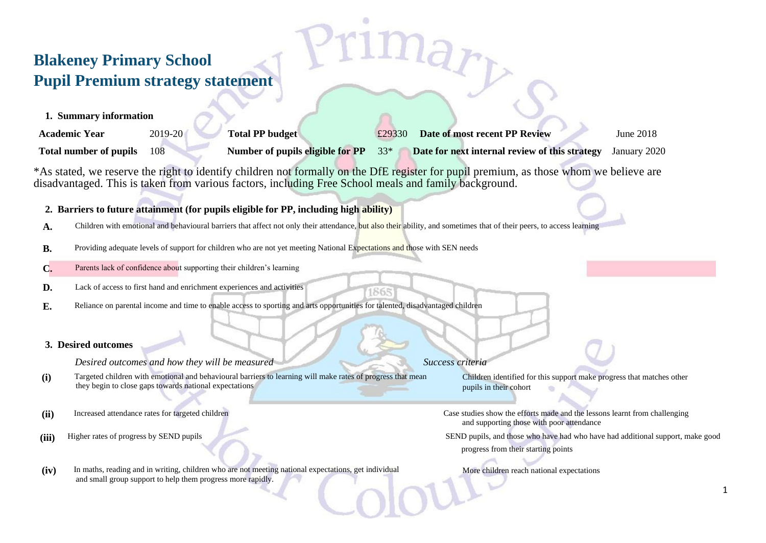# Blakeney Primary School
# Pupil Premium strategy statement

## 1. Summary information

| Academic Year | 2019-20 | Total PP budget | £29330 | Date of most recent PP Review | June 2018 |
|---|---|---|---|---|---|
| Total number of pupils | 108 | Number of pupils eligible for PP | 33* | Date for next internal review of this strategy | January 2020 |

*As stated, we reserve the right to identify children not formally on the DfE register for pupil premium, as those whom we believe are disadvantaged. This is taken from various factors, including Free School meals and family background.

## 2. Barriers to future attainment (for pupils eligible for PP, including high ability)

| | |
|---|---|
| **A.** | Children with emotional and behavioural barriers that affect not only their attendance, but also their ability, and sometimes that of their peers, to access learning |
| **B.** | Providing adequate levels of support for children who are not yet meeting National Expectations and those with SEN needs |
| **C.** | Parents lack of confidence about supporting their children's learning |
| **D.** | Lack of access to first hand and enrichment experiences and activities |
| **E.** | Reliance on parental income and time to enable access to sporting and arts opportunities for talented, disadvantaged children |

## 3. Desired outcomes

| | *Desired outcomes and how they will be measured* | *Success criteria* |
|---|---|---|
| **(i)** | Targeted children with emotional and behavioural barriers to learning will make rates of progress that mean they begin to close gaps towards national expectations | Children identified for this support make progress that matches other pupils in their cohort |
| **(ii)** | Increased attendance rates for targeted children | Case studies show the efforts made and the lessons learnt from challenging and supporting those with poor attendance |
| **(iii)** | Higher rates of progress by SEND pupils | SEND pupils, and those who have had who have had additional support, make good progress from their starting points |
| **(iv)** | In maths, reading and in writing, children who are not meeting national expectations, get individual and small group support to help them progress more rapidly. | More children reach national expectations |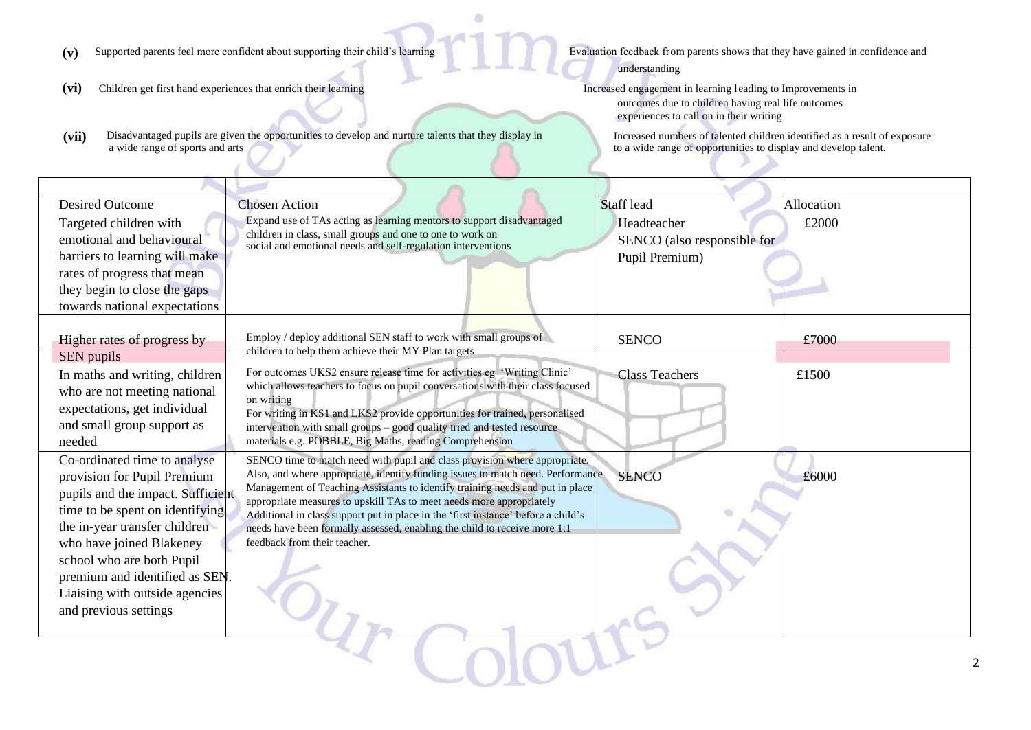**(v)** Supported parents feel more confident about supporting their child's learning — Evaluation feedback from parents shows that they have gained in confidence and understanding

**(vi)** Children get first hand experiences that enrich their learning — Increased engagement in learning leading to Improvements in outcomes due to children having real life outcomes experiences to call on in their writing

**(vii)** Disadvantaged pupils are given the opportunities to develop and nurture talents that they display in a wide range of sports and arts — Increased numbers of talented children identified as a result of exposure to a wide range of opportunities to display and develop talent.

| Desired Outcome | Chosen Action | Staff lead | Allocation |
|---|---|---|---|
| Targeted children with emotional and behavioural barriers to learning will make rates of progress that mean they begin to close the gaps towards national expectations | Expand use of TAs acting as learning mentors to support disadvantaged children in class, small groups and one to one to work on social and emotional needs and self-regulation interventions | Headteacher<br>SENCO (also responsible for Pupil Premium) | £2000 |
| Higher rates of progress by SEN pupils | Employ / deploy additional SEN staff to work with small groups of children to help them achieve their MY Plan targets | SENCO | £7000 |
| In maths and writing, children who are not meeting national expectations, get individual and small group support as needed | For outcomes UKS2 ensure release time for activities eg 'Writing Clinic' which allows teachers to focus on pupil conversations with their class focused on writing<br>For writing in KS1 and LKS2 provide opportunities for trained, personalised intervention with small groups – good quality tried and tested resource materials e.g. POBBLE, Big Maths, reading Comprehension | Class Teachers | £1500 |
| Co-ordinated time to analyse provision for Pupil Premium pupils and the impact. Sufficient time to be spent on identifying the in-year transfer children who have joined Blakeney school who are both Pupil premium and identified as SEN. Liaising with outside agencies and previous settings | SENCO time to match need with pupil and class provision where appropriate. Also, and where appropriate, identify funding issues to match need. Performance Management of Teaching Assistants to identify training needs and put in place appropriate measures to upskill TAs to meet needs more appropriately Additional in class support put in place in the 'first instance' before a child's needs have been formally assessed, enabling the child to receive more 1:1 feedback from their teacher. | SENCO | £6000 |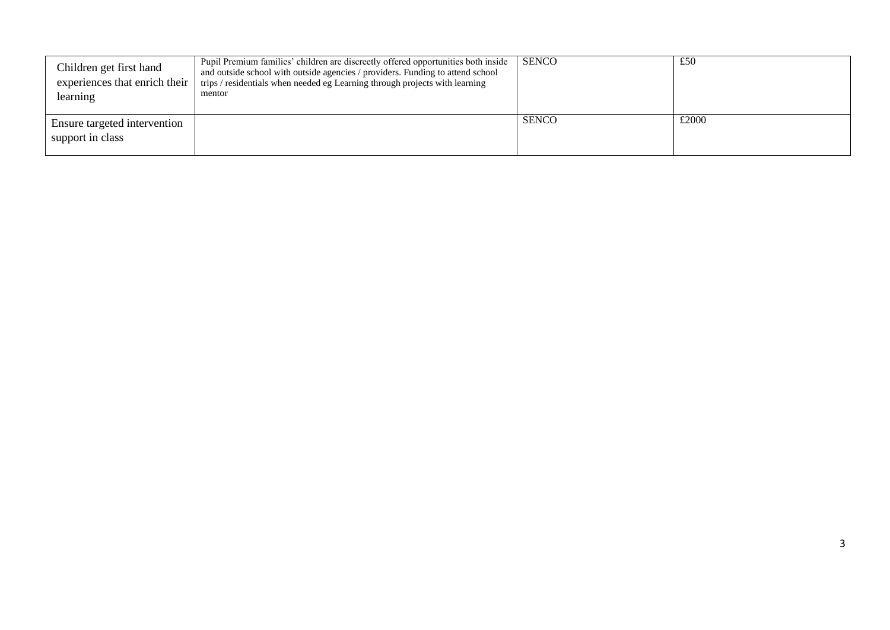| | | | |
|---|---|---|---|
| Children get first hand experiences that enrich their learning | Pupil Premium families' children are discreetly offered opportunities both inside and outside school with outside agencies / providers. Funding to attend school trips / residentials when needed eg Learning through projects with learning mentor | SENCO | £50 |
| Ensure targeted intervention support in class | | SENCO | £2000 |